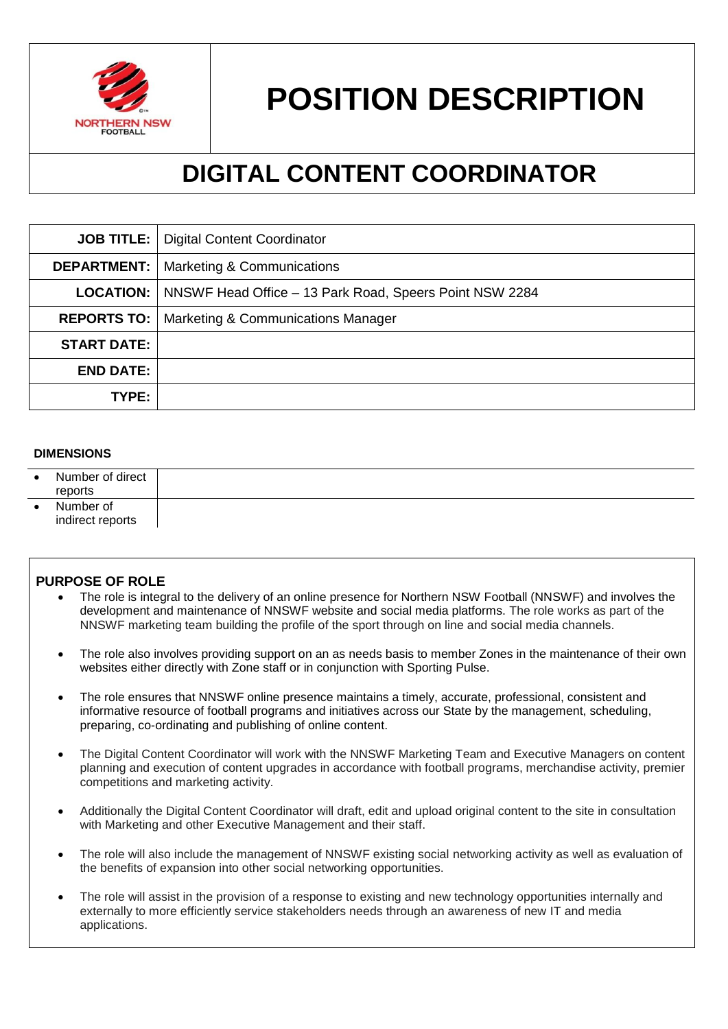# POSITION DESCRIPTION

## DIGITAL CONTENT COORDINATOR

| | |
|---|---|
| **JOB TITLE:** | Digital Content Coordinator |
| **DEPARTMENT:** | Marketing & Communications |
| **LOCATION:** | NNSWF Head Office – 13 Park Road, Speers Point NSW 2284 |
| **REPORTS TO:** | Marketing & Communications Manager |
| **START DATE:** | |
| **END DATE:** | |
| **TYPE:** | |

**DIMENSIONS**

| | |
|---|---|
| • Number of direct reports | |
| • Number of indirect reports | |

**PURPOSE OF ROLE**

- The role is integral to the delivery of an online presence for Northern NSW Football (NNSWF) and involves the development and maintenance of NNSWF website and social media platforms. The role works as part of the NNSWF marketing team building the profile of the sport through on line and social media channels.

- The role also involves providing support on an as needs basis to member Zones in the maintenance of their own websites either directly with Zone staff or in conjunction with Sporting Pulse.

- The role ensures that NNSWF online presence maintains a timely, accurate, professional, consistent and informative resource of football programs and initiatives across our State by the management, scheduling, preparing, co-ordinating and publishing of online content.

- The Digital Content Coordinator will work with the NNSWF Marketing Team and Executive Managers on content planning and execution of content upgrades in accordance with football programs, merchandise activity, premier competitions and marketing activity.

- Additionally the Digital Content Coordinator will draft, edit and upload original content to the site in consultation with Marketing and other Executive Management and their staff.

- The role will also include the management of NNSWF existing social networking activity as well as evaluation of the benefits of expansion into other social networking opportunities.

- The role will assist in the provision of a response to existing and new technology opportunities internally and externally to more efficiently service stakeholders needs through an awareness of new IT and media applications.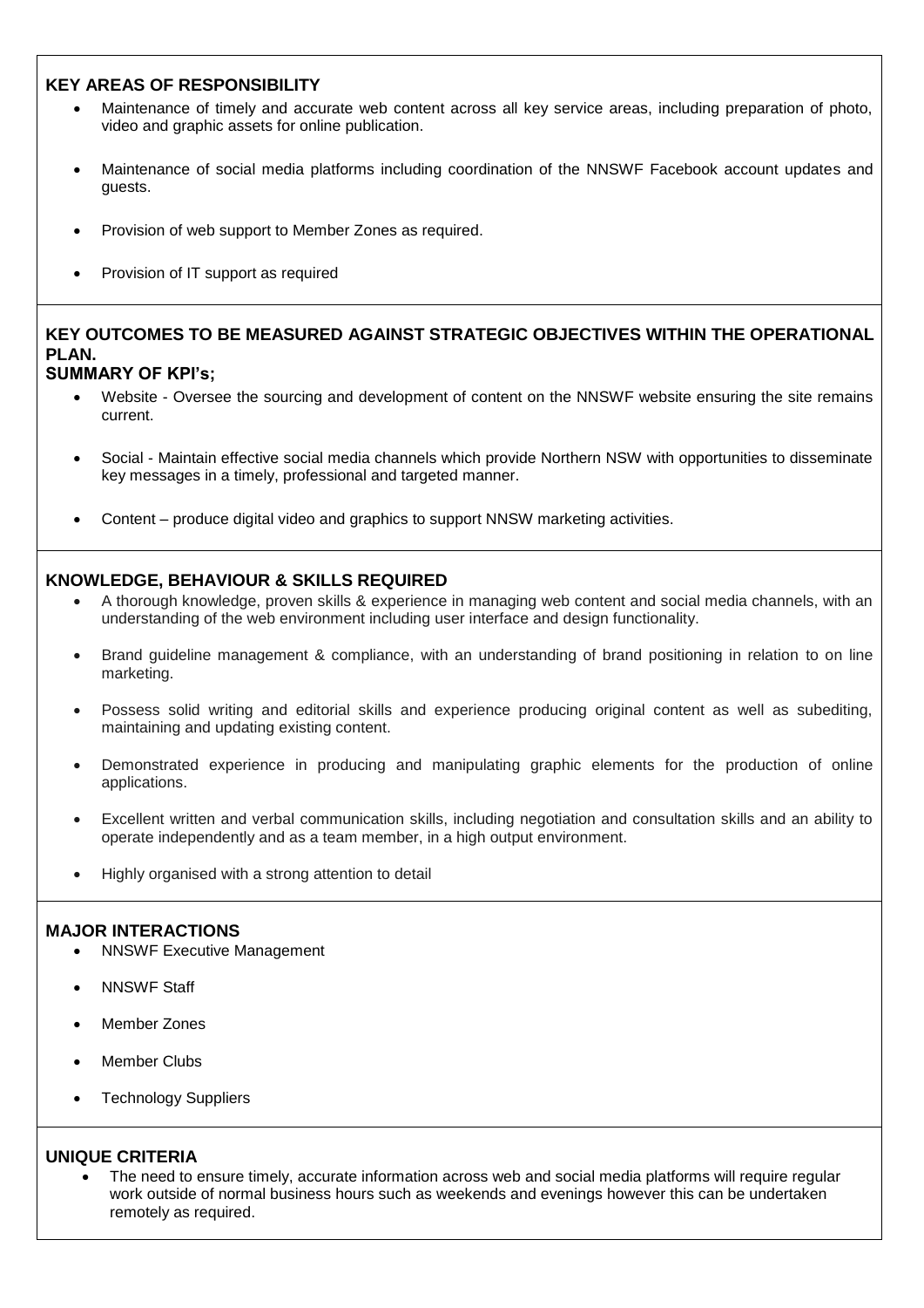## KEY AREAS OF RESPONSIBILITY

- Maintenance of timely and accurate web content across all key service areas, including preparation of photo, video and graphic assets for online publication.
- Maintenance of social media platforms including coordination of the NNSWF Facebook account updates and guests.
- Provision of web support to Member Zones as required.
- Provision of IT support as required

## KEY OUTCOMES TO BE MEASURED AGAINST STRATEGIC OBJECTIVES WITHIN THE OPERATIONAL PLAN.

### SUMMARY OF KPI's;

- Website - Oversee the sourcing and development of content on the NNSWF website ensuring the site remains current.
- Social - Maintain effective social media channels which provide Northern NSW with opportunities to disseminate key messages in a timely, professional and targeted manner.
- Content – produce digital video and graphics to support NNSW marketing activities.

## KNOWLEDGE, BEHAVIOUR & SKILLS REQUIRED

- A thorough knowledge, proven skills & experience in managing web content and social media channels, with an understanding of the web environment including user interface and design functionality.
- Brand guideline management & compliance, with an understanding of brand positioning in relation to on line marketing.
- Possess solid writing and editorial skills and experience producing original content as well as subediting, maintaining and updating existing content.
- Demonstrated experience in producing and manipulating graphic elements for the production of online applications.
- Excellent written and verbal communication skills, including negotiation and consultation skills and an ability to operate independently and as a team member, in a high output environment.
- Highly organised with a strong attention to detail

## MAJOR INTERACTIONS

- NNSWF Executive Management
- NNSWF Staff
- Member Zones
- Member Clubs
- Technology Suppliers

## UNIQUE CRITERIA

- The need to ensure timely, accurate information across web and social media platforms will require regular work outside of normal business hours such as weekends and evenings however this can be undertaken remotely as required.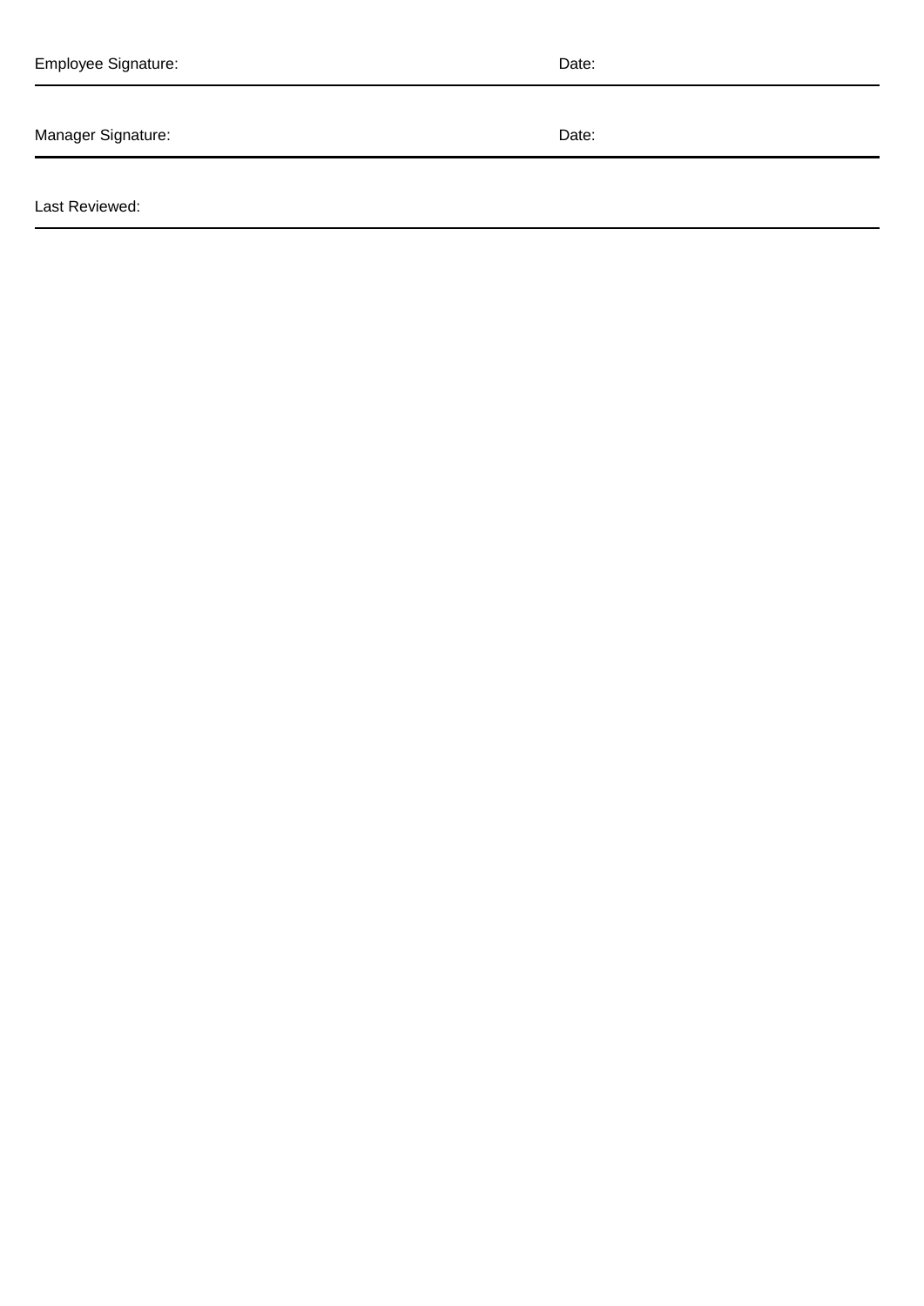Employee Signature: Date:

Manager Signature: Date:

Last Reviewed: